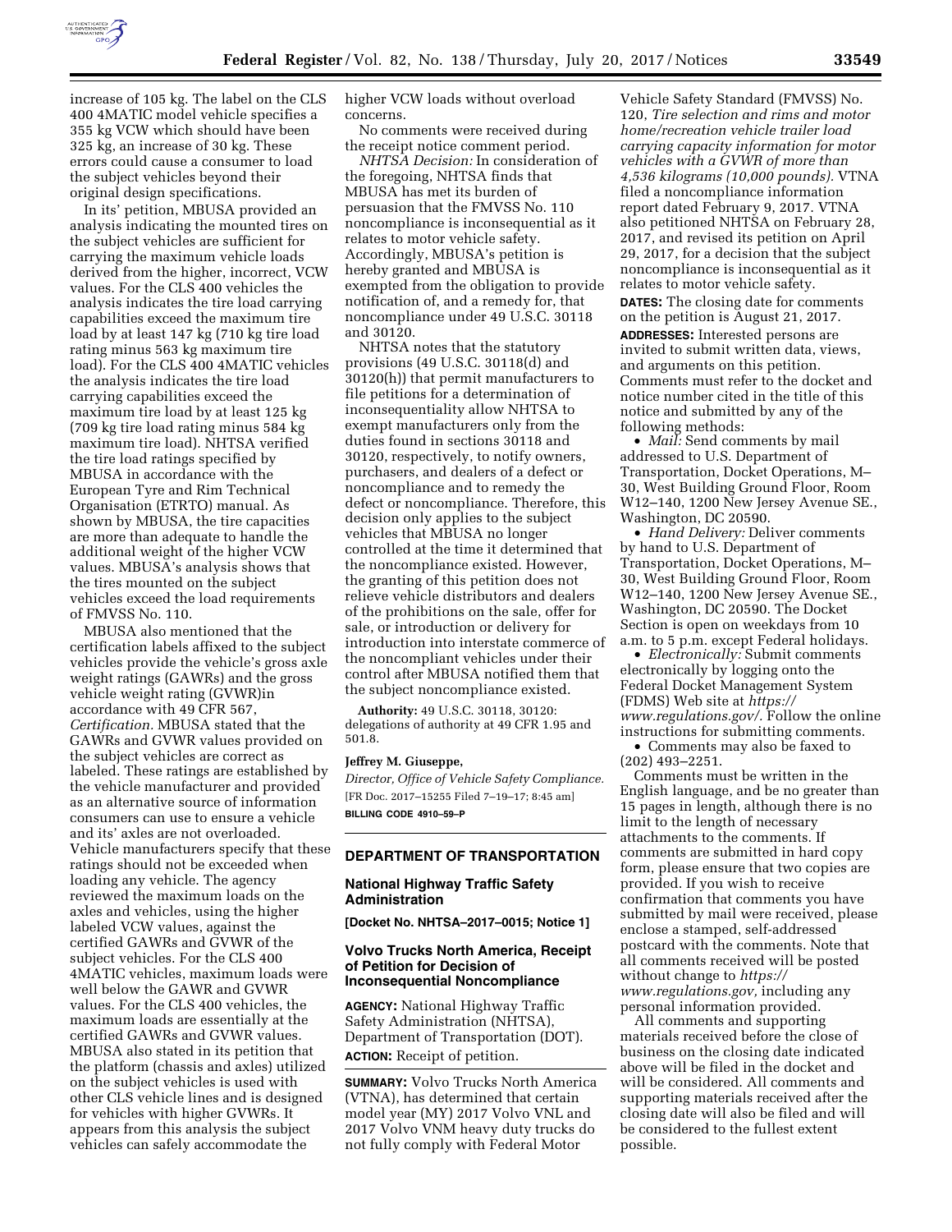increase of 105 kg. The label on the CLS 400 4MATIC model vehicle specifies a 355 kg VCW which should have been 325 kg, an increase of 30 kg. These errors could cause a consumer to load the subject vehicles beyond their original design specifications.

In its' petition, MBUSA provided an analysis indicating the mounted tires on the subject vehicles are sufficient for carrying the maximum vehicle loads derived from the higher, incorrect, VCW values. For the CLS 400 vehicles the analysis indicates the tire load carrying capabilities exceed the maximum tire load by at least 147 kg (710 kg tire load rating minus 563 kg maximum tire load). For the CLS 400 4MATIC vehicles the analysis indicates the tire load carrying capabilities exceed the maximum tire load by at least 125 kg (709 kg tire load rating minus 584 kg maximum tire load). NHTSA verified the tire load ratings specified by MBUSA in accordance with the European Tyre and Rim Technical Organisation (ETRTO) manual. As shown by MBUSA, the tire capacities are more than adequate to handle the additional weight of the higher VCW values. MBUSA's analysis shows that the tires mounted on the subject vehicles exceed the load requirements of FMVSS No. 110.

MBUSA also mentioned that the certification labels affixed to the subject vehicles provide the vehicle's gross axle weight ratings (GAWRs) and the gross vehicle weight rating (GVWR)in accordance with 49 CFR 567, *Certification.* MBUSA stated that the GAWRs and GVWR values provided on the subject vehicles are correct as labeled. These ratings are established by the vehicle manufacturer and provided as an alternative source of information consumers can use to ensure a vehicle and its' axles are not overloaded. Vehicle manufacturers specify that these ratings should not be exceeded when loading any vehicle. The agency reviewed the maximum loads on the axles and vehicles, using the higher labeled VCW values, against the certified GAWRs and GVWR of the subject vehicles. For the CLS 400 4MATIC vehicles, maximum loads were well below the GAWR and GVWR values. For the CLS 400 vehicles, the maximum loads are essentially at the certified GAWRs and GVWR values. MBUSA also stated in its petition that the platform (chassis and axles) utilized on the subject vehicles is used with other CLS vehicle lines and is designed for vehicles with higher GVWRs. It appears from this analysis the subject vehicles can safely accommodate the higher VCW loads without overload concerns.

No comments were received during the receipt notice comment period.

*NHTSA Decision:* In consideration of the foregoing, NHTSA finds that MBUSA has met its burden of persuasion that the FMVSS No. 110 noncompliance is inconsequential as it relates to motor vehicle safety. Accordingly, MBUSA's petition is hereby granted and MBUSA is exempted from the obligation to provide notification of, and a remedy for, that noncompliance under 49 U.S.C. 30118 and 30120.

NHTSA notes that the statutory provisions (49 U.S.C. 30118(d) and 30120(h)) that permit manufacturers to file petitions for a determination of inconsequentiality allow NHTSA to exempt manufacturers only from the duties found in sections 30118 and 30120, respectively, to notify owners, purchasers, and dealers of a defect or noncompliance and to remedy the defect or noncompliance. Therefore, this decision only applies to the subject vehicles that MBUSA no longer controlled at the time it determined that the noncompliance existed. However, the granting of this petition does not relieve vehicle distributors and dealers of the prohibitions on the sale, offer for sale, or introduction or delivery for introduction into interstate commerce of the noncompliant vehicles under their control after MBUSA notified them that the subject noncompliance existed.

**Authority:** 49 U.S.C. 30118, 30120: delegations of authority at 49 CFR 1.95 and 501.8.

**Jeffrey M. Giuseppe,**

*Director, Office of Vehicle Safety Compliance.*

[FR Doc. 2017–15255 Filed 7–19–17; 8:45 am]

**BILLING CODE 4910–59–P**

## DEPARTMENT OF TRANSPORTATION

### National Highway Traffic Safety Administration

**[Docket No. NHTSA–2017–0015; Notice 1]**

### Volvo Trucks North America, Receipt of Petition for Decision of Inconsequential Noncompliance

**AGENCY:** National Highway Traffic Safety Administration (NHTSA), Department of Transportation (DOT).

**ACTION:** Receipt of petition.

**SUMMARY:** Volvo Trucks North America (VTNA), has determined that certain model year (MY) 2017 Volvo VNL and 2017 Volvo VNM heavy duty trucks do not fully comply with Federal Motor Vehicle Safety Standard (FMVSS) No. 120, *Tire selection and rims and motor home/recreation vehicle trailer load carrying capacity information for motor vehicles with a GVWR of more than 4,536 kilograms (10,000 pounds).* VTNA filed a noncompliance information report dated February 9, 2017. VTNA also petitioned NHTSA on February 28, 2017, and revised its petition on April 29, 2017, for a decision that the subject noncompliance is inconsequential as it relates to motor vehicle safety.

**DATES:** The closing date for comments on the petition is August 21, 2017.

**ADDRESSES:** Interested persons are invited to submit written data, views, and arguments on this petition. Comments must refer to the docket and notice number cited in the title of this notice and submitted by any of the following methods:

- *Mail:* Send comments by mail addressed to U.S. Department of Transportation, Docket Operations, M–30, West Building Ground Floor, Room W12–140, 1200 New Jersey Avenue SE., Washington, DC 20590.
- *Hand Delivery:* Deliver comments by hand to U.S. Department of Transportation, Docket Operations, M–30, West Building Ground Floor, Room W12–140, 1200 New Jersey Avenue SE., Washington, DC 20590. The Docket Section is open on weekdays from 10 a.m. to 5 p.m. except Federal holidays.
- *Electronically:* Submit comments electronically by logging onto the Federal Docket Management System (FDMS) Web site at *https://www.regulations.gov/.* Follow the online instructions for submitting comments.
- Comments may also be faxed to (202) 493–2251.

Comments must be written in the English language, and be no greater than 15 pages in length, although there is no limit to the length of necessary attachments to the comments. If comments are submitted in hard copy form, please ensure that two copies are provided. If you wish to receive confirmation that comments you have submitted by mail were received, please enclose a stamped, self-addressed postcard with the comments. Note that all comments received will be posted without change to *https://www.regulations.gov,* including any personal information provided.

All comments and supporting materials received before the close of business on the closing date indicated above will be filed in the docket and will be considered. All comments and supporting materials received after the closing date will also be filed and will be considered to the fullest extent possible.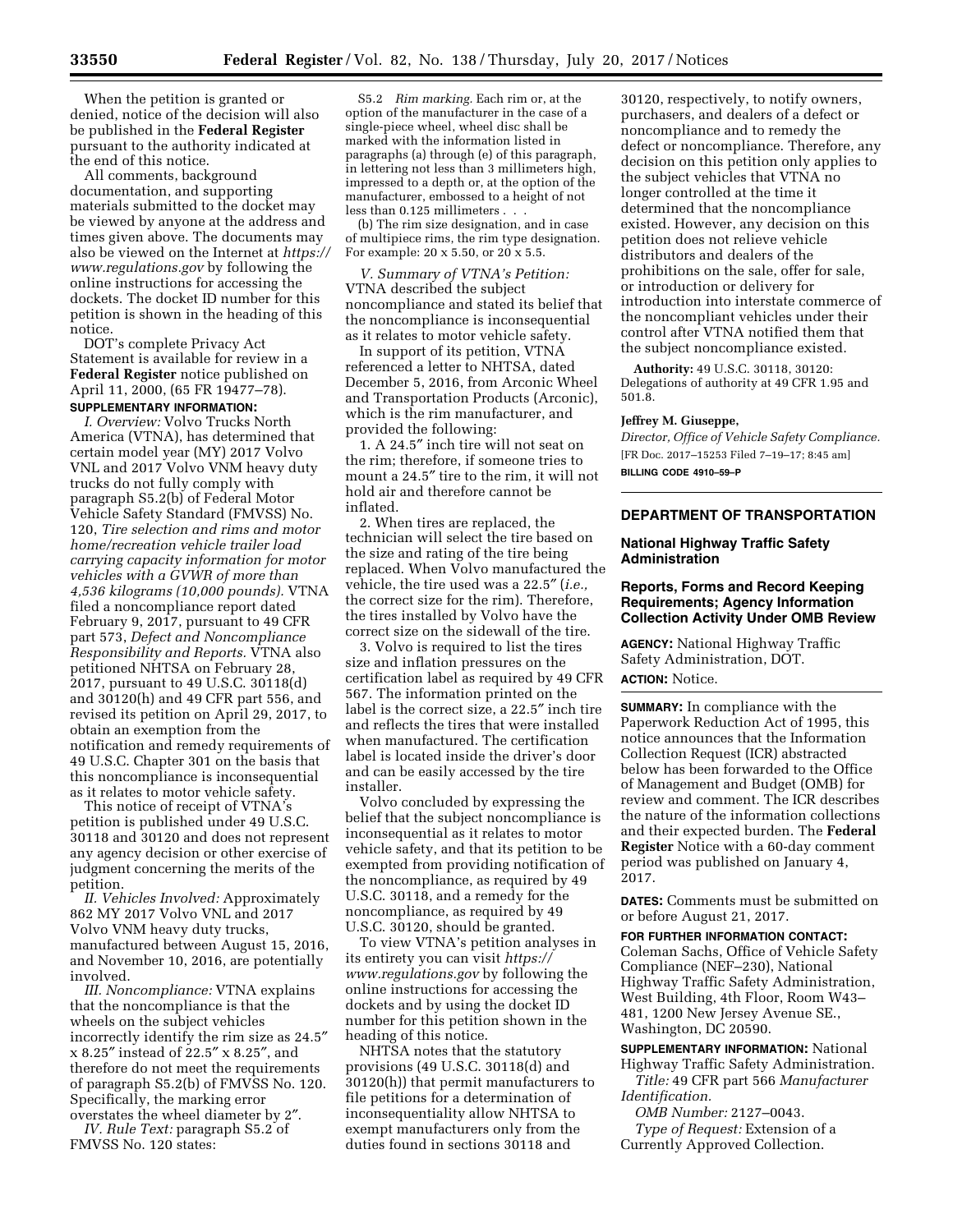When the petition is granted or denied, notice of the decision will also be published in the **Federal Register** pursuant to the authority indicated at the end of this notice.

All comments, background documentation, and supporting materials submitted to the docket may be viewed by anyone at the address and times given above. The documents may also be viewed on the Internet at *https://www.regulations.gov* by following the online instructions for accessing the dockets. The docket ID number for this petition is shown in the heading of this notice.

DOT's complete Privacy Act Statement is available for review in a **Federal Register** notice published on April 11, 2000, (65 FR 19477–78).

**SUPPLEMENTARY INFORMATION:**

*I. Overview:* Volvo Trucks North America (VTNA), has determined that certain model year (MY) 2017 Volvo VNL and 2017 Volvo VNM heavy duty trucks do not fully comply with paragraph S5.2(b) of Federal Motor Vehicle Safety Standard (FMVSS) No. 120, *Tire selection and rims and motor home/recreation vehicle trailer load carrying capacity information for motor vehicles with a GVWR of more than 4,536 kilograms (10,000 pounds).* VTNA filed a noncompliance report dated February 9, 2017, pursuant to 49 CFR part 573, *Defect and Noncompliance Responsibility and Reports.* VTNA also petitioned NHTSA on February 28, 2017, pursuant to 49 U.S.C. 30118(d) and 30120(h) and 49 CFR part 556, and revised its petition on April 29, 2017, to obtain an exemption from the notification and remedy requirements of 49 U.S.C. Chapter 301 on the basis that this noncompliance is inconsequential as it relates to motor vehicle safety.

This notice of receipt of VTNA's petition is published under 49 U.S.C. 30118 and 30120 and does not represent any agency decision or other exercise of judgment concerning the merits of the petition.

*II. Vehicles Involved:* Approximately 862 MY 2017 Volvo VNL and 2017 Volvo VNM heavy duty trucks, manufactured between August 15, 2016, and November 10, 2016, are potentially involved.

*III. Noncompliance:* VTNA explains that the noncompliance is that the wheels on the subject vehicles incorrectly identify the rim size as 24.5″ x 8.25″ instead of 22.5″ x 8.25″, and therefore do not meet the requirements of paragraph S5.2(b) of FMVSS No. 120. Specifically, the marking error overstates the wheel diameter by 2″.

*IV. Rule Text:* paragraph S5.2 of FMVSS No. 120 states:

S5.2 *Rim marking.* Each rim or, at the option of the manufacturer in the case of a single-piece wheel, wheel disc shall be marked with the information listed in paragraphs (a) through (e) of this paragraph, in lettering not less than 3 millimeters high, impressed to a depth or, at the option of the manufacturer, embossed to a height of not less than 0.125 millimeters . . .

(b) The rim size designation, and in case of multipiece rims, the rim type designation. For example: 20 x 5.50, or 20 x 5.5.

*V. Summary of VTNA's Petition:* VTNA described the subject noncompliance and stated its belief that the noncompliance is inconsequential as it relates to motor vehicle safety.

In support of its petition, VTNA referenced a letter to NHTSA, dated December 5, 2016, from Arconic Wheel and Transportation Products (Arconic), which is the rim manufacturer, and provided the following:

1. A 24.5″ inch tire will not seat on the rim; therefore, if someone tries to mount a 24.5″ tire to the rim, it will not hold air and therefore cannot be inflated.

2. When tires are replaced, the technician will select the tire based on the size and rating of the tire being replaced. When Volvo manufactured the vehicle, the tire used was a 22.5″ (*i.e.,* the correct size for the rim). Therefore, the tires installed by Volvo have the correct size on the sidewall of the tire.

3. Volvo is required to list the tires size and inflation pressures on the certification label as required by 49 CFR 567. The information printed on the label is the correct size, a 22.5″ inch tire and reflects the tires that were installed when manufactured. The certification label is located inside the driver's door and can be easily accessed by the tire installer.

Volvo concluded by expressing the belief that the subject noncompliance is inconsequential as it relates to motor vehicle safety, and that its petition to be exempted from providing notification of the noncompliance, as required by 49 U.S.C. 30118, and a remedy for the noncompliance, as required by 49 U.S.C. 30120, should be granted.

To view VTNA's petition analyses in its entirety you can visit *https://www.regulations.gov* by following the online instructions for accessing the dockets and by using the docket ID number for this petition shown in the heading of this notice.

NHTSA notes that the statutory provisions (49 U.S.C. 30118(d) and 30120(h)) that permit manufacturers to file petitions for a determination of inconsequentiality allow NHTSA to exempt manufacturers only from the duties found in sections 30118 and 30120, respectively, to notify owners, purchasers, and dealers of a defect or noncompliance and to remedy the defect or noncompliance. Therefore, any decision on this petition only applies to the subject vehicles that VTNA no longer controlled at the time it determined that the noncompliance existed. However, any decision on this petition does not relieve vehicle distributors and dealers of the prohibitions on the sale, offer for sale, or introduction or delivery for introduction into interstate commerce of the noncompliant vehicles under their control after VTNA notified them that the subject noncompliance existed.

**Authority:** 49 U.S.C. 30118, 30120: Delegations of authority at 49 CFR 1.95 and 501.8.

**Jeffrey M. Giuseppe,**

*Director, Office of Vehicle Safety Compliance.*

[FR Doc. 2017–15253 Filed 7–19–17; 8:45 am]

**BILLING CODE 4910–59–P**

---

## DEPARTMENT OF TRANSPORTATION

### National Highway Traffic Safety Administration

### Reports, Forms and Record Keeping Requirements; Agency Information Collection Activity Under OMB Review

**AGENCY:** National Highway Traffic Safety Administration, DOT.

**ACTION:** Notice.

**SUMMARY:** In compliance with the Paperwork Reduction Act of 1995, this notice announces that the Information Collection Request (ICR) abstracted below has been forwarded to the Office of Management and Budget (OMB) for review and comment. The ICR describes the nature of the information collections and their expected burden. The **Federal Register** Notice with a 60-day comment period was published on January 4, 2017.

**DATES:** Comments must be submitted on or before August 21, 2017.

**FOR FURTHER INFORMATION CONTACT:** Coleman Sachs, Office of Vehicle Safety Compliance (NEF–230), National Highway Traffic Safety Administration, West Building, 4th Floor, Room W43–481, 1200 New Jersey Avenue SE., Washington, DC 20590.

**SUPPLEMENTARY INFORMATION:** National Highway Traffic Safety Administration.

*Title:* 49 CFR part 566 *Manufacturer Identification.*

*OMB Number:* 2127–0043.

*Type of Request:* Extension of a Currently Approved Collection.